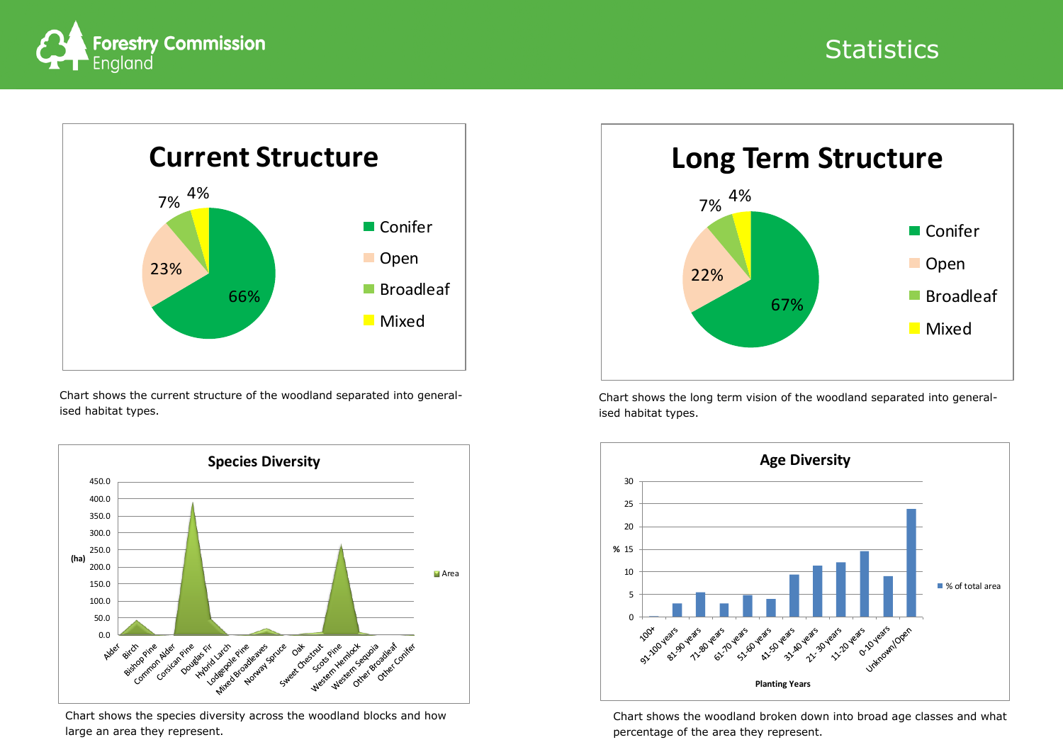# Statistics

## Current Structure

| Habitat | % |
|---|---|
| Conifer | 66% |
| Open | 23% |
| Broadleaf | 7% |
| Mixed | 4% |

Chart shows the current structure of the woodland separated into generalised habitat types.

## Long Term Structure

| Habitat | % |
|---|---|
| Conifer | 67% |
| Open | 22% |
| Broadleaf | 7% |
| Mixed | 4% |

Chart shows the long term vision of the woodland separated into generalised habitat types.

## Species Diversity

Chart shows the species diversity across the woodland blocks and how large an area they represent.

## Age Diversity

Chart shows the woodland broken down into broad age classes and what percentage of the area they represent.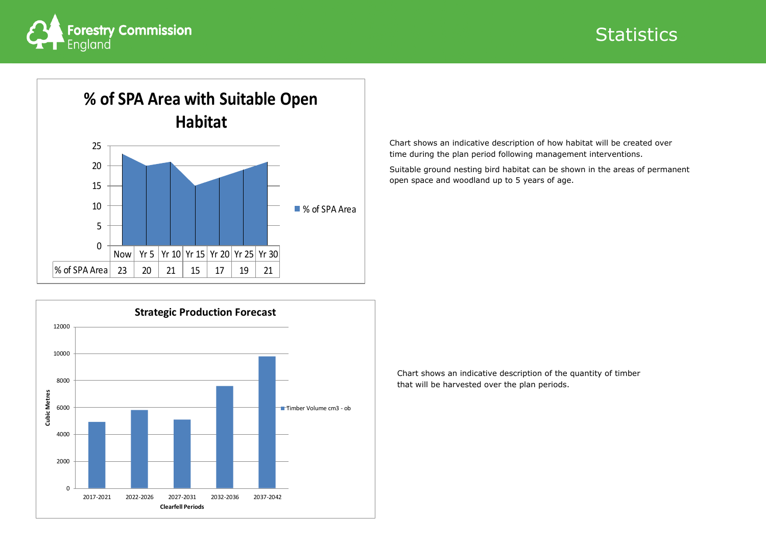# Statistics

## % of SPA Area with Suitable Open Habitat

| | Now | Yr 5 | Yr 10 | Yr 15 | Yr 20 | Yr 25 | Yr 30 |
|---|---|---|---|---|---|---|---|
| % of SPA Area | 23 | 20 | 21 | 15 | 17 | 19 | 21 |

Chart shows an indicative description of how habitat will be created over time during the plan period following management interventions.

Suitable ground nesting bird habitat can be shown in the areas of permanent open space and woodland up to 5 years of age.

## Strategic Production Forecast

Cubic Metres

Clearfell Periods: 2017-2021, 2022-2026, 2027-2031, 2032-2036, 2037-2042

Timber Volume cm3 - ob

Chart shows an indicative description of the quantity of timber that will be harvested over the plan periods.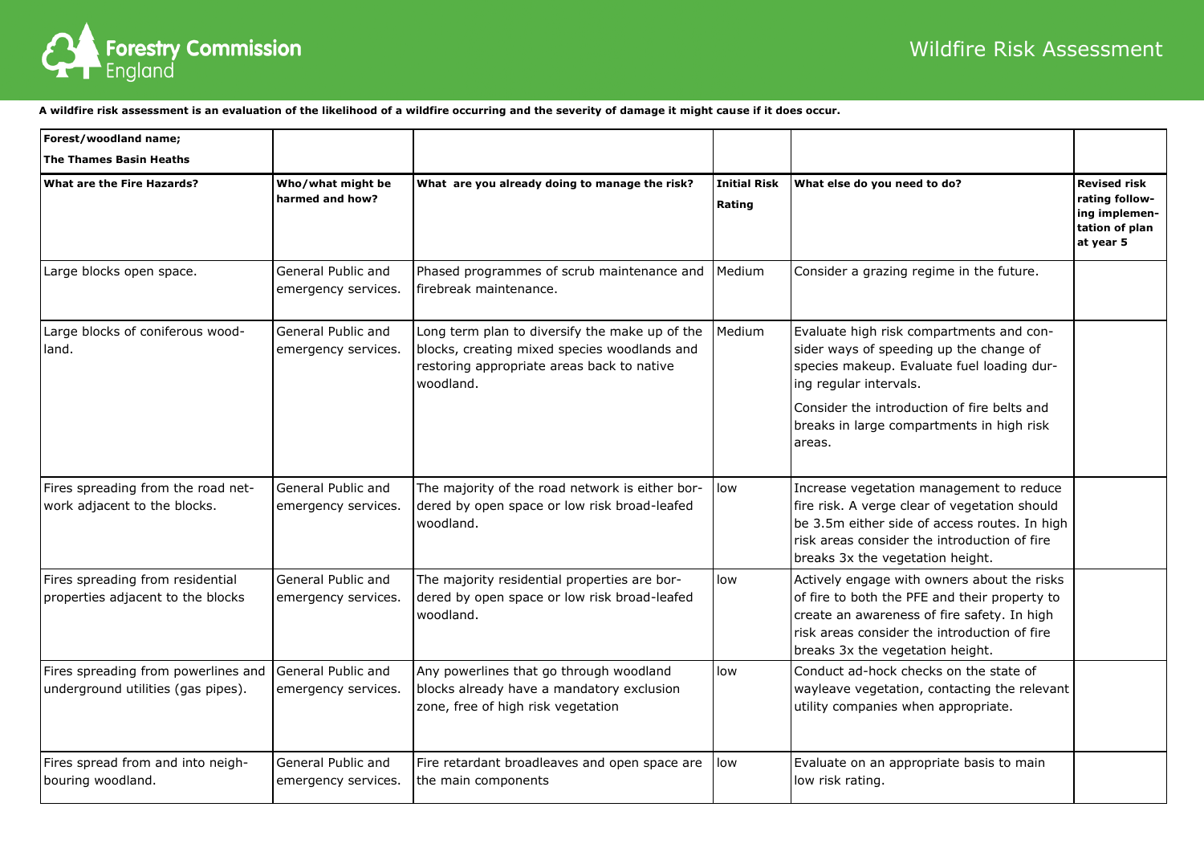Forestry Commission England

# Wildfire Risk Assessment

**A wildfire risk assessment is an evaluation of the likelihood of a wildfire occurring and the severity of damage it might cause if it does occur.**

| **Forest/woodland name;** **The Thames Basin Heaths** | | | | | |
|---|---|---|---|---|---|
| **What are the Fire Hazards?** | **Who/what might be harmed and how?** | **What are you already doing to manage the risk?** | **Initial Risk Rating** | **What else do you need to do?** | **Revised risk rating following implementation of plan at year 5** |
| Large blocks open space. | General Public and emergency services. | Phased programmes of scrub maintenance and firebreak maintenance. | Medium | Consider a grazing regime in the future. | |
| Large blocks of coniferous woodland. | General Public and emergency services. | Long term plan to diversify the make up of the blocks, creating mixed species woodlands and restoring appropriate areas back to native woodland. | Medium | Evaluate high risk compartments and consider ways of speeding up the change of species makeup. Evaluate fuel loading during regular intervals. Consider the introduction of fire belts and breaks in large compartments in high risk areas. | |
| Fires spreading from the road network adjacent to the blocks. | General Public and emergency services. | The majority of the road network is either bordered by open space or low risk broad-leafed woodland. | low | Increase vegetation management to reduce fire risk. A verge clear of vegetation should be 3.5m either side of access routes. In high risk areas consider the introduction of fire breaks 3x the vegetation height. | |
| Fires spreading from residential properties adjacent to the blocks | General Public and emergency services. | The majority residential properties are bordered by open space or low risk broad-leafed woodland. | low | Actively engage with owners about the risks of fire to both the PFE and their property to create an awareness of fire safety. In high risk areas consider the introduction of fire breaks 3x the vegetation height. | |
| Fires spreading from powerlines and underground utilities (gas pipes). | General Public and emergency services. | Any powerlines that go through woodland blocks already have a mandatory exclusion zone, free of high risk vegetation | low | Conduct ad-hock checks on the state of wayleave vegetation, contacting the relevant utility companies when appropriate. | |
| Fires spread from and into neighbouring woodland. | General Public and emergency services. | Fire retardant broadleaves and open space are the main components | low | Evaluate on an appropriate basis to main low risk rating. | |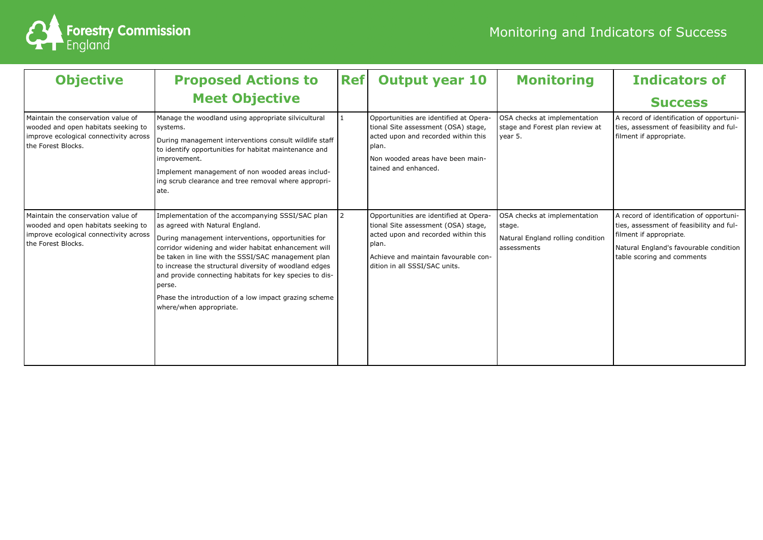# Monitoring and Indicators of Success

| Objective | Proposed Actions to Meet Objective | Ref | Output year 10 | Monitoring | Indicators of Success |
|---|---|---|---|---|---|
| Maintain the conservation value of wooded and open habitats seeking to improve ecological connectivity across the Forest Blocks. | Manage the woodland using appropriate silvicultural systems.<br><br>During management interventions consult wildlife staff to identify opportunities for habitat maintenance and improvement.<br><br>Implement management of non wooded areas including scrub clearance and tree removal where appropriate. | 1 | Opportunities are identified at Operational Site assessment (OSA) stage, acted upon and recorded within this plan.<br><br>Non wooded areas have been maintained and enhanced. | OSA checks at implementation stage and Forest plan review at year 5. | A record of identification of opportunities, assessment of feasibility and fulfilment if appropriate. |
| Maintain the conservation value of wooded and open habitats seeking to improve ecological connectivity across the Forest Blocks. | Implementation of the accompanying SSSI/SAC plan as agreed with Natural England.<br><br>During management interventions, opportunities for corridor widening and wider habitat enhancement will be taken in line with the SSSI/SAC management plan to increase the structural diversity of woodland edges and provide connecting habitats for key species to disperse.<br><br>Phase the introduction of a low impact grazing scheme where/when appropriate. | 2 | Opportunities are identified at Operational Site assessment (OSA) stage, acted upon and recorded within this plan.<br><br>Achieve and maintain favourable condition in all SSSI/SAC units. | OSA checks at implementation stage.<br><br>Natural England rolling condition assessments | A record of identification of opportunities, assessment of feasibility and fulfilment if appropriate.<br><br>Natural England's favourable condition table scoring and comments |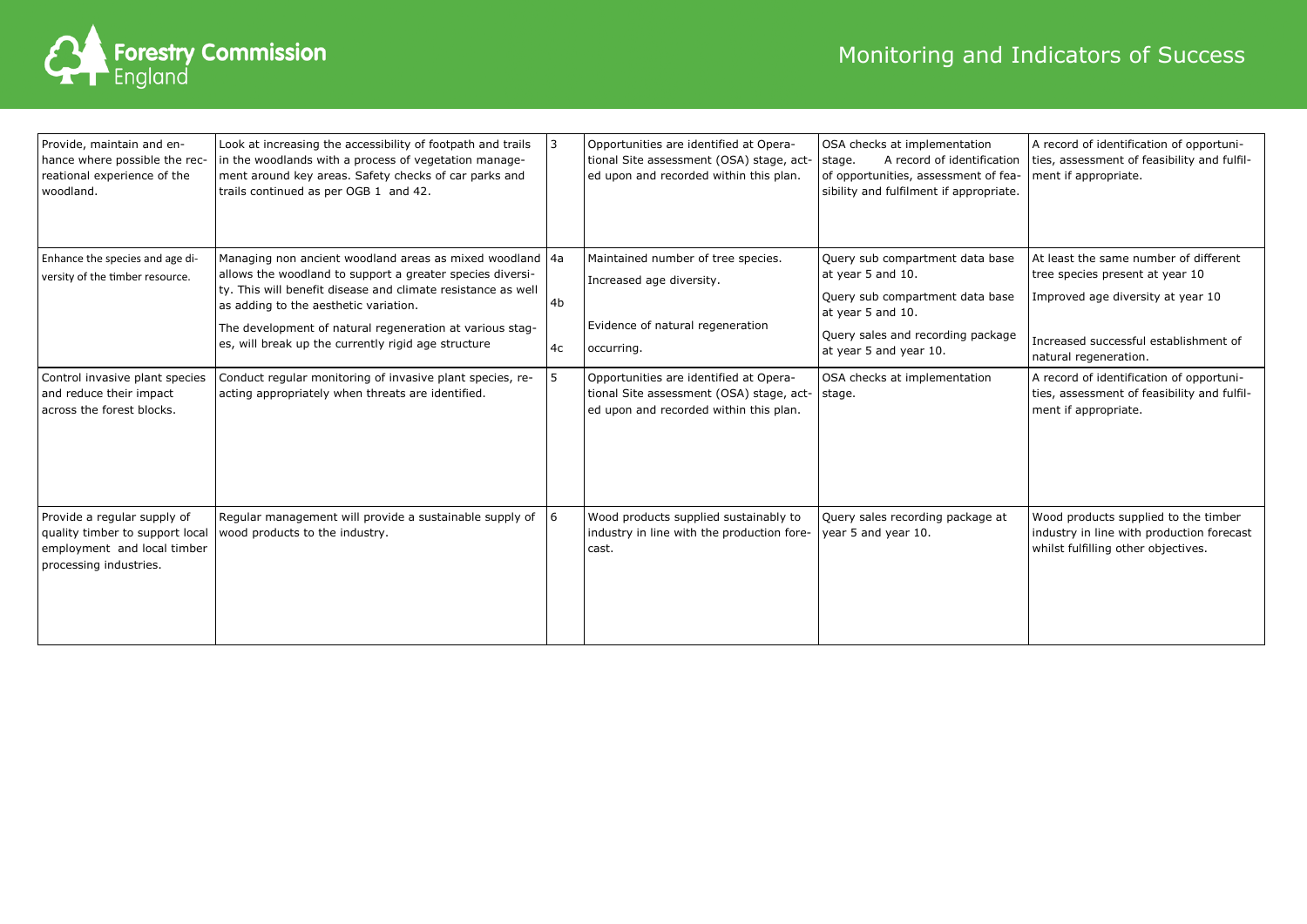# Monitoring and Indicators of Success

| | | | | | |
|---|---|---|---|---|---|
| Provide, maintain and enhance where possible the recreational experience of the woodland. | Look at increasing the accessibility of footpath and trails in the woodlands with a process of vegetation management around key areas. Safety checks of car parks and trails continued as per OGB 1 and 42. | 3 | Opportunities are identified at Operational Site assessment (OSA) stage, acted upon and recorded within this plan. | OSA checks at implementation stage. A record of identification of opportunities, assessment of feasibility and fulfilment if appropriate. | A record of identification of opportunities, assessment of feasibility and fulfilment if appropriate. |
| Enhance the species and age diversity of the timber resource. | Managing non ancient woodland areas as mixed woodland allows the woodland to support a greater species diversity. This will benefit disease and climate resistance as well as adding to the aesthetic variation.<br>The development of natural regeneration at various stages, will break up the currently rigid age structure | 4a<br>4b<br>4c | Maintained number of tree species.<br>Increased age diversity.<br>Evidence of natural regeneration occurring. | Query sub compartment data base at year 5 and 10.<br>Query sub compartment data base at year 5 and 10.<br>Query sales and recording package at year 5 and year 10. | At least the same number of different tree species present at year 10<br>Improved age diversity at year 10<br>Increased successful establishment of natural regeneration. |
| Control invasive plant species and reduce their impact across the forest blocks. | Conduct regular monitoring of invasive plant species, reacting appropriately when threats are identified. | 5 | Opportunities are identified at Operational Site assessment (OSA) stage, acted upon and recorded within this plan. | OSA checks at implementation stage. | A record of identification of opportunities, assessment of feasibility and fulfilment if appropriate. |
| Provide a regular supply of quality timber to support local employment and local timber processing industries. | Regular management will provide a sustainable supply of wood products to the industry. | 6 | Wood products supplied sustainably to industry in line with the production forecast. | Query sales recording package at year 5 and year 10. | Wood products supplied to the timber industry in line with production forecast whilst fulfilling other objectives. |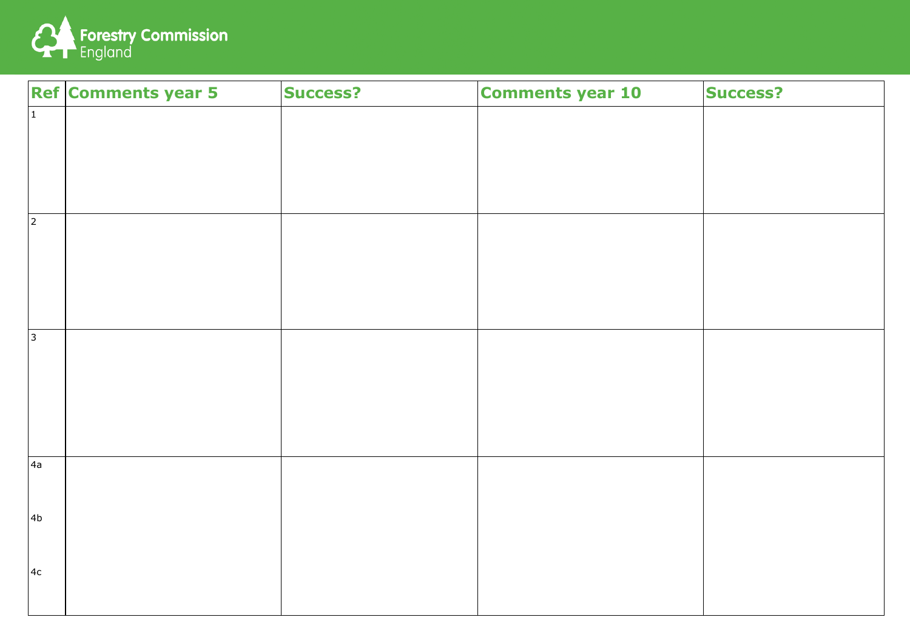| Ref | Comments year 5 | Success? | Comments year 10 | Success? |
|---|---|---|---|---|
| 1 | | | | |
| 2 | | | | |
| 3 | | | | |
| 4a<br><br>4b<br><br>4c | | | | |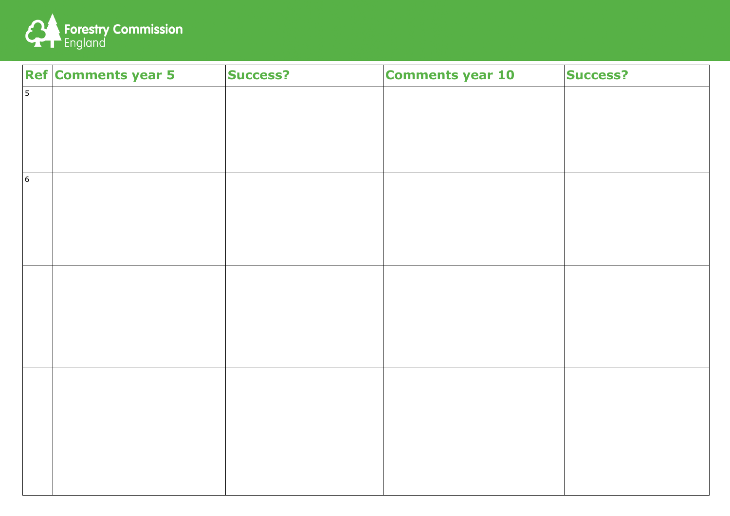| Ref | Comments year 5 | Success? | Comments year 10 | Success? |
|---|---|---|---|---|
| 5 | | | | |
| 6 | | | | |
| | | | | |
| | | | | |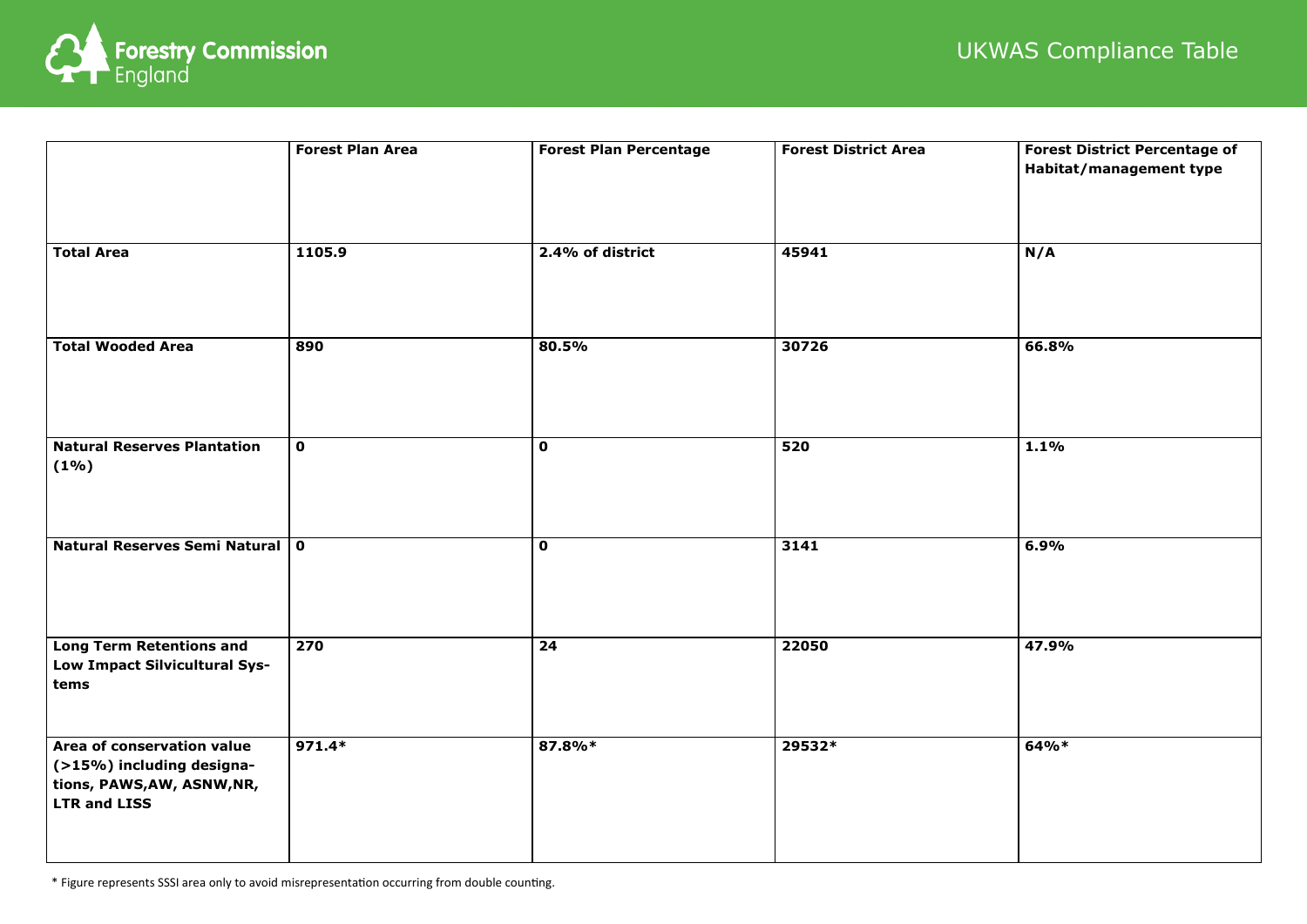# UKWAS Compliance Table

| | Forest Plan Area | Forest Plan Percentage | Forest District Area | Forest District Percentage of Habitat/management type |
|---|---|---|---|---|
| **Total Area** | 1105.9 | 2.4% of district | 45941 | N/A |
| **Total Wooded Area** | 890 | 80.5% | 30726 | 66.8% |
| **Natural Reserves Plantation (1%)** | 0 | 0 | 520 | 1.1% |
| **Natural Reserves Semi Natural** | 0 | 0 | 3141 | 6.9% |
| **Long Term Retentions and Low Impact Silvicultural Systems** | 270 | 24 | 22050 | 47.9% |
| **Area of conservation value (>15%) including designations, PAWS,AW, ASNW,NR, LTR and LISS** | 971.4* | 87.8%* | 29532* | 64%* |

* Figure represents SSSI area only to avoid misrepresentation occurring from double counting.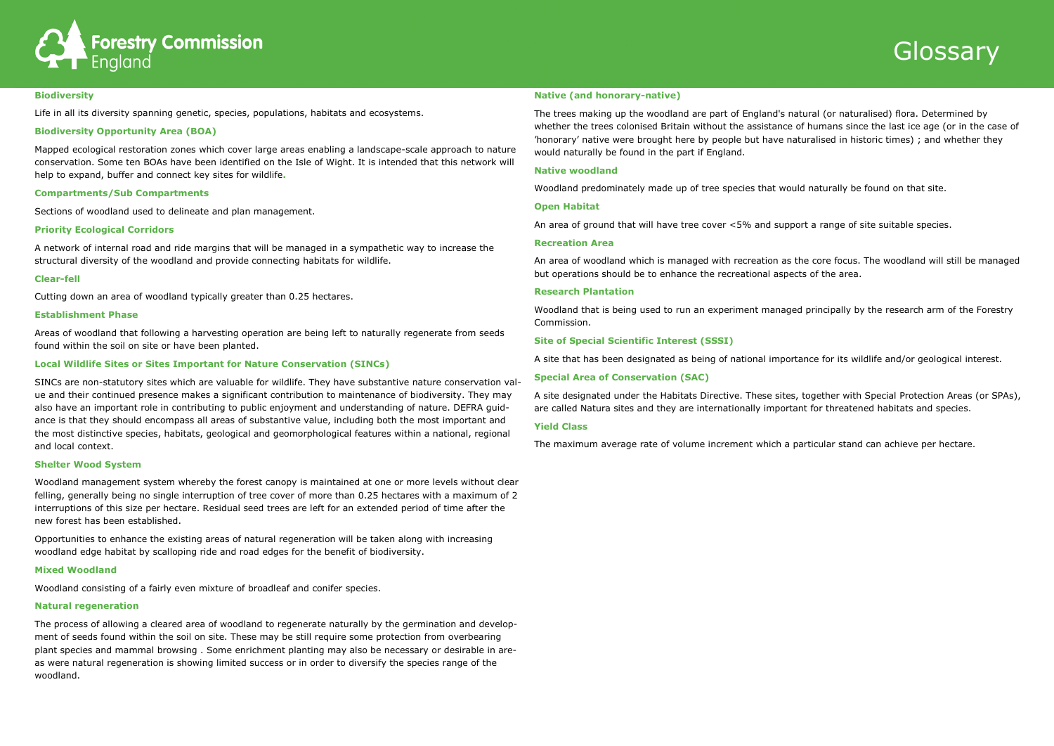# Glossary

### Biodiversity

Life in all its diversity spanning genetic, species, populations, habitats and ecosystems.

### Biodiversity Opportunity Area (BOA)

Mapped ecological restoration zones which cover large areas enabling a landscape-scale approach to nature conservation. Some ten BOAs have been identified on the Isle of Wight. It is intended that this network will help to expand, buffer and connect key sites for wildlife.

### Compartments/Sub Compartments

Sections of woodland used to delineate and plan management.

### Priority Ecological Corridors

A network of internal road and ride margins that will be managed in a sympathetic way to increase the structural diversity of the woodland and provide connecting habitats for wildlife.

### Clear-fell

Cutting down an area of woodland typically greater than 0.25 hectares.

### Establishment Phase

Areas of woodland that following a harvesting operation are being left to naturally regenerate from seeds found within the soil on site or have been planted.

### Local Wildlife Sites or Sites Important for Nature Conservation (SINCs)

SINCs are non-statutory sites which are valuable for wildlife. They have substantive nature conservation value and their continued presence makes a significant contribution to maintenance of biodiversity. They may also have an important role in contributing to public enjoyment and understanding of nature. DEFRA guidance is that they should encompass all areas of substantive value, including both the most important and the most distinctive species, habitats, geological and geomorphological features within a national, regional and local context.

### Shelter Wood System

Woodland management system whereby the forest canopy is maintained at one or more levels without clear felling, generally being no single interruption of tree cover of more than 0.25 hectares with a maximum of 2 interruptions of this size per hectare. Residual seed trees are left for an extended period of time after the new forest has been established.

Opportunities to enhance the existing areas of natural regeneration will be taken along with increasing woodland edge habitat by scalloping ride and road edges for the benefit of biodiversity.

### Mixed Woodland

Woodland consisting of a fairly even mixture of broadleaf and conifer species.

### Natural regeneration

The process of allowing a cleared area of woodland to regenerate naturally by the germination and development of seeds found within the soil on site. These may be still require some protection from overbearing plant species and mammal browsing . Some enrichment planting may also be necessary or desirable in areas were natural regeneration is showing limited success or in order to diversify the species range of the woodland.

### Native (and honorary-native)

The trees making up the woodland are part of England's natural (or naturalised) flora. Determined by whether the trees colonised Britain without the assistance of humans since the last ice age (or in the case of 'honorary' native were brought here by people but have naturalised in historic times) ; and whether they would naturally be found in the part if England.

### Native woodland

Woodland predominately made up of tree species that would naturally be found on that site.

### Open Habitat

An area of ground that will have tree cover <5% and support a range of site suitable species.

### Recreation Area

An area of woodland which is managed with recreation as the core focus. The woodland will still be managed but operations should be to enhance the recreational aspects of the area.

### Research Plantation

Woodland that is being used to run an experiment managed principally by the research arm of the Forestry Commission.

### Site of Special Scientific Interest (SSSI)

A site that has been designated as being of national importance for its wildlife and/or geological interest.

### Special Area of Conservation (SAC)

A site designated under the Habitats Directive. These sites, together with Special Protection Areas (or SPAs), are called Natura sites and they are internationally important for threatened habitats and species.

### Yield Class

The maximum average rate of volume increment which a particular stand can achieve per hectare.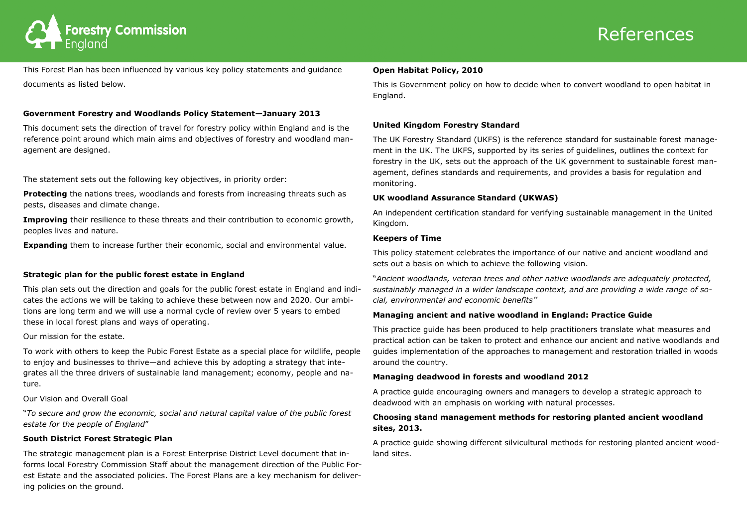# References

This Forest Plan has been influenced by various key policy statements and guidance documents as listed below.

**Government Forestry and Woodlands Policy Statement—January 2013**

This document sets the direction of travel for forestry policy within England and is the reference point around which main aims and objectives of forestry and woodland management are designed.

The statement sets out the following key objectives, in priority order:

**Protecting** the nations trees, woodlands and forests from increasing threats such as pests, diseases and climate change.

**Improving** their resilience to these threats and their contribution to economic growth, peoples lives and nature.

**Expanding** them to increase further their economic, social and environmental value.

**Strategic plan for the public forest estate in England**

This plan sets out the direction and goals for the public forest estate in England and indicates the actions we will be taking to achieve these between now and 2020. Our ambitions are long term and we will use a normal cycle of review over 5 years to embed these in local forest plans and ways of operating.

Our mission for the estate.

To work with others to keep the Pubic Forest Estate as a special place for wildlife, people to enjoy and businesses to thrive—and achieve this by adopting a strategy that integrates all the three drivers of sustainable land management; economy, people and nature.

Our Vision and Overall Goal

"*To secure and grow the economic, social and natural capital value of the public forest estate for the people of England*"

**South District Forest Strategic Plan**

The strategic management plan is a Forest Enterprise District Level document that informs local Forestry Commission Staff about the management direction of the Public Forest Estate and the associated policies. The Forest Plans are a key mechanism for delivering policies on the ground.

**Open Habitat Policy, 2010**

This is Government policy on how to decide when to convert woodland to open habitat in England.

**United Kingdom Forestry Standard**

The UK Forestry Standard (UKFS) is the reference standard for sustainable forest management in the UK. The UKFS, supported by its series of guidelines, outlines the context for forestry in the UK, sets out the approach of the UK government to sustainable forest management, defines standards and requirements, and provides a basis for regulation and monitoring.

**UK woodland Assurance Standard (UKWAS)**

An independent certification standard for verifying sustainable management in the United Kingdom.

**Keepers of Time**

This policy statement celebrates the importance of our native and ancient woodland and sets out a basis on which to achieve the following vision.

"*Ancient woodlands, veteran trees and other native woodlands are adequately protected, sustainably managed in a wider landscape context, and are providing a wide range of social, environmental and economic benefits''*

**Managing ancient and native woodland in England: Practice Guide**

This practice guide has been produced to help practitioners translate what measures and practical action can be taken to protect and enhance our ancient and native woodlands and guides implementation of the approaches to management and restoration trialled in woods around the country.

**Managing deadwood in forests and woodland 2012**

A practice guide encouraging owners and managers to develop a strategic approach to deadwood with an emphasis on working with natural processes.

**Choosing stand management methods for restoring planted ancient woodland sites, 2013.**

A practice guide showing different silvicultural methods for restoring planted ancient woodland sites.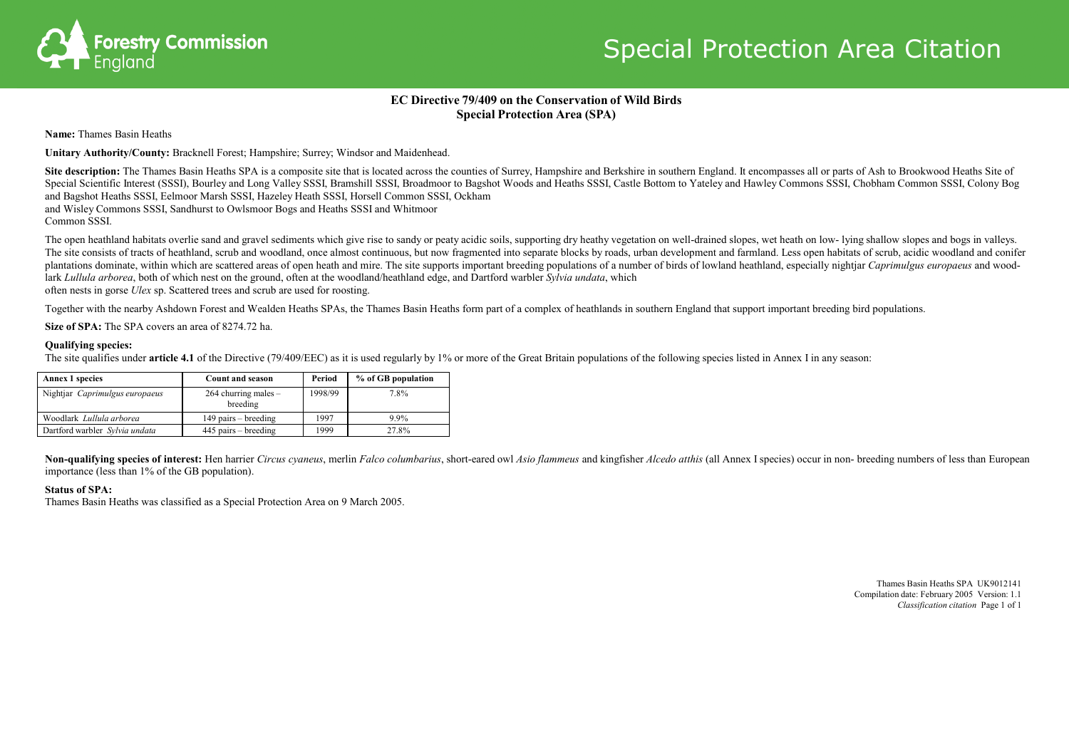Forestry Commission England

# Special Protection Area Citation

**EC Directive 79/409 on the Conservation of Wild Birds**
**Special Protection Area (SPA)**

**Name:** Thames Basin Heaths

**Unitary Authority/County:** Bracknell Forest; Hampshire; Surrey; Windsor and Maidenhead.

**Site description:** The Thames Basin Heaths SPA is a composite site that is located across the counties of Surrey, Hampshire and Berkshire in southern England. It encompasses all or parts of Ash to Brookwood Heaths Site of Special Scientific Interest (SSSI), Bourley and Long Valley SSSI, Bramshill SSSI, Broadmoor to Bagshot Woods and Heaths SSSI, Castle Bottom to Yateley and Hawley Commons SSSI, Chobham Common SSSI, Colony Bog and Bagshot Heaths SSSI, Eelmoor Marsh SSSI, Hazeley Heath SSSI, Horsell Common SSSI, Ockham and Wisley Commons SSSI, Sandhurst to Owlsmoor Bogs and Heaths SSSI and Whitmoor Common SSSI.

The open heathland habitats overlie sand and gravel sediments which give rise to sandy or peaty acidic soils, supporting dry heathy vegetation on well-drained slopes, wet heath on low- lying shallow slopes and bogs in valleys. The site consists of tracts of heathland, scrub and woodland, once almost continuous, but now fragmented into separate blocks by roads, urban development and farmland. Less open habitats of scrub, acidic woodland and conifer plantations dominate, within which are scattered areas of open heath and mire. The site supports important breeding populations of a number of birds of lowland heathland, especially nightjar *Caprimulgus europaeus* and wood-lark *Lullula arborea*, both of which nest on the ground, often at the woodland/heathland edge, and Dartford warbler *Sylvia undata*, which often nests in gorse *Ulex* sp. Scattered trees and scrub are used for roosting.

Together with the nearby Ashdown Forest and Wealden Heaths SPAs, the Thames Basin Heaths form part of a complex of heathlands in southern England that support important breeding bird populations.

**Size of SPA:** The SPA covers an area of 8274.72 ha.

**Qualifying species:**
The site qualifies under **article 4.1** of the Directive (79/409/EEC) as it is used regularly by 1% or more of the Great Britain populations of the following species listed in Annex I in any season:

| Annex 1 species | Count and season | Period | % of GB population |
|---|---|---|---|
| Nightjar *Caprimulgus europaeus* | 264 churring males – breeding | 1998/99 | 7.8% |
| Woodlark *Lullula arborea* | 149 pairs – breeding | 1997 | 9.9% |
| Dartford warbler *Sylvia undata* | 445 pairs – breeding | 1999 | 27.8% |

**Non-qualifying species of interest:** Hen harrier *Circus cyaneus*, merlin *Falco columbarius*, short-eared owl *Asio flammeus* and kingfisher *Alcedo atthis* (all Annex I species) occur in non- breeding numbers of less than European importance (less than 1% of the GB population).

**Status of SPA:**
Thames Basin Heaths was classified as a Special Protection Area on 9 March 2005.

Thames Basin Heaths SPA UK9012141
Compilation date: February 2005 Version: 1.1
*Classification citation*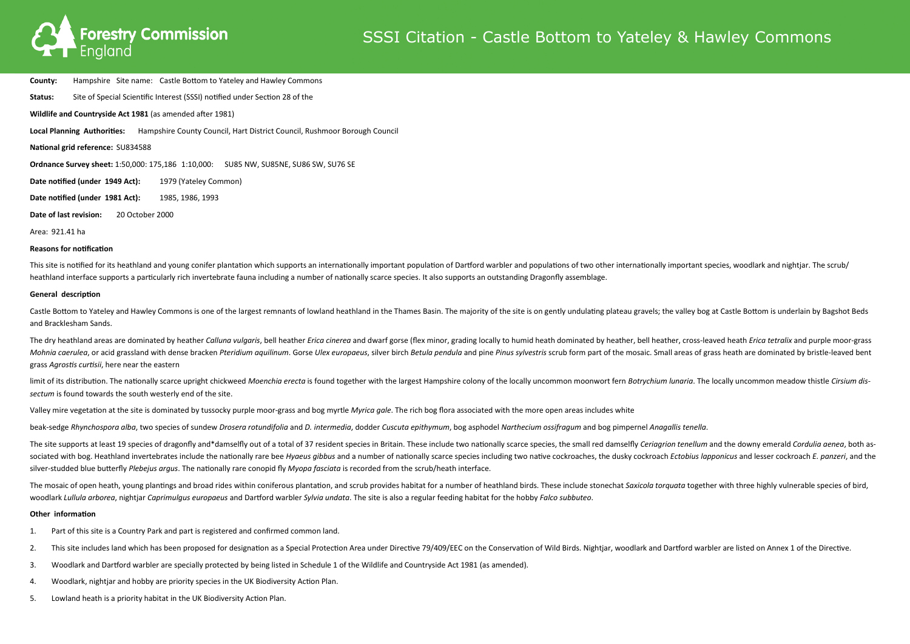# SSSI Citation - Castle Bottom to Yateley & Hawley Commons

**County:** Hampshire Site name: Castle Bottom to Yateley and Hawley Commons

**Status:** Site of Special Scientific Interest (SSSI) notified under Section 28 of the

**Wildlife and Countryside Act 1981** (as amended after 1981)

**Local Planning Authorities:** Hampshire County Council, Hart District Council, Rushmoor Borough Council

**National grid reference:** SU834588

**Ordnance Survey sheet:** 1:50,000: 175,186 1:10,000: SU85 NW, SU85NE, SU86 SW, SU76 SE

**Date notified (under 1949 Act):** 1979 (Yateley Common)

**Date notified (under 1981 Act):** 1985, 1986, 1993

**Date of last revision:** 20 October 2000

Area: 921.41 ha

**Reasons for notification**

This site is notified for its heathland and young conifer plantation which supports an internationally important population of Dartford warbler and populations of two other internationally important species, woodlark and nightjar. The scrub/heathland interface supports a particularly rich invertebrate fauna including a number of nationally scarce species. It also supports an outstanding Dragonfly assemblage.

**General description**

Castle Bottom to Yateley and Hawley Commons is one of the largest remnants of lowland heathland in the Thames Basin. The majority of the site is on gently undulating plateau gravels; the valley bog at Castle Bottom is underlain by Bagshot Beds and Bracklesham Sands.

The dry heathland areas are dominated by heather *Calluna vulgaris*, bell heather *Erica cinerea* and dwarf gorse (flex minor, grading locally to humid heath dominated by heather, bell heather, cross-leaved heath *Erica tetralix* and purple moor-grass *Mohnia caerulea*, or acid grassland with dense bracken *Pteridium aquilinum*. Gorse *Ulex europaeus*, silver birch *Betula pendula* and pine *Pinus sylvestris* scrub form part of the mosaic. Small areas of grass heath are dominated by bristle-leaved bent grass *Agrostis curtisii*, here near the eastern

limit of its distribution. The nationally scarce upright chickweed *Moenchia erecta* is found together with the largest Hampshire colony of the locally uncommon moonwort fern *Botrychium lunaria*. The locally uncommon meadow thistle *Cirsium dissectum* is found towards the south westerly end of the site.

Valley mire vegetation at the site is dominated by tussocky purple moor-grass and bog myrtle *Myrica gale*. The rich bog flora associated with the more open areas includes white

beak-sedge *Rhynchospora alba*, two species of sundew *Drosera rotundifolia* and *D. intermedia*, dodder *Cuscuta epithymum*, bog asphodel *Narthecium ossifragum* and bog pimpernel *Anagallis tenella*.

The site supports at least 19 species of dragonfly and*damselfly out of a total of 37 resident species in Britain. These include two nationally scarce species, the small red damselfly *Ceriagrion tenellum* and the downy emerald *Cordulia aenea*, both associated with bog. Heathland invertebrates include the nationally rare bee *Hyaeus gibbus* and a number of nationally scarce species including two native cockroaches, the dusky cockroach *Ectobius lapponicus* and lesser cockroach *E. panzeri*, and the silver-studded blue butterfly *Plebejus argus*. The nationally rare conopid fly *Myopa fasciata* is recorded from the scrub/heath interface.

The mosaic of open heath, young plantings and broad rides within coniferous plantation, and scrub provides habitat for a number of heathland birds. These include stonechat *Saxicola torquata* together with three highly vulnerable species of bird, woodlark *Lullula arborea*, nightjar *Caprimulgus europaeus* and Dartford warbler *Sylvia undata*. The site is also a regular feeding habitat for the hobby *Falco subbuteo*.

**Other information**

1. Part of this site is a Country Park and part is registered and confirmed common land.
2. This site includes land which has been proposed for designation as a Special Protection Area under Directive 79/409/EEC on the Conservation of Wild Birds. Nightjar, woodlark and Dartford warbler are listed on Annex 1 of the Directive.
3. Woodlark and Dartford warbler are specially protected by being listed in Schedule 1 of the Wildlife and Countryside Act 1981 (as amended).
4. Woodlark, nightjar and hobby are priority species in the UK Biodiversity Action Plan.
5. Lowland heath is a priority habitat in the UK Biodiversity Action Plan.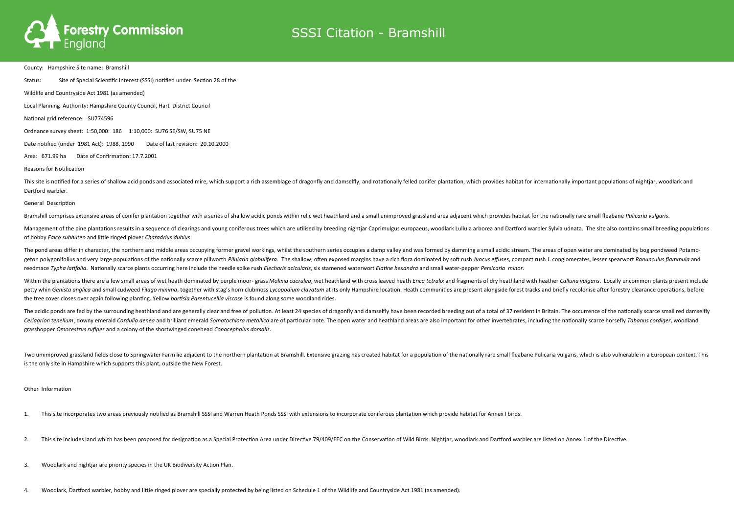# SSSI Citation - Bramshill

County: Hampshire Site name: Bramshill

Status: Site of Special Scientific Interest (SSSI) notified under Section 28 of the

Wildlife and Countryside Act 1981 (as amended)

Local Planning Authority: Hampshire County Council, Hart District Council

National grid reference: SU774596

Ordnance survey sheet: 1:50,000: 186 1:10,000: SU76 SE/SW, SU75 NE

Date notified (under 1981 Act): 1988, 1990 Date of last revision: 20.10.2000

Area: 671.99 ha Date of Confirmation: 17.7.2001

Reasons for Notification

This site is notified for a series of shallow acid ponds and associated mire, which support a rich assemblage of dragonfly and damselfly, and rotationally felled conifer plantation, which provides habitat for internationally important populations of nightjar, woodlark and Dartford warbler.

General Description

Bramshill comprises extensive areas of conifer plantation together with a series of shallow acidic ponds within relic wet heathland and a small unimproved grassland area adjacent which provides habitat for the nationally rare small fleabane *Pulicaria vulgaris*.

Management of the pine plantations results in a sequence of clearings and young coniferous trees which are utilised by breeding nightjar *Caprimulgus europaeus*, woodlark *Lullula arborea* and Dartford warbler *Sylvia udnata*. The site also contains small breeding populations of hobby *Falco subbuteo* and little ringed plover *Charadrius dubius*

The pond areas differ in character, the northern and middle areas occupying former gravel workings, whilst the southern series occupies a damp valley and was formed by damming a small acidic stream. The areas of open water are dominated by bog pondweed *Potamogeton polygonifolius* and very large populations of the nationally scarce pillworth *Pilularia globulifera*. The shallow, often exposed margins have a rich flora dominated by soft rush *Juncus effuses*, compact rush *J. conglomerates*, lesser spearwort *Ranunculus flammula* and reedmace *Typha latifolia*. Nationally scarce plants occurring here include the needle spike rush *Elecharis acicularis*, six stamened waterwort *Elatine hexandra* and small water-pepper *Persicaria minor*.

Within the plantations there are a few small areas of wet heath dominated by purple moor- grass *Molinia caerulea*, wet heathland with cross leaved heath *Erica tetralix* and fragments of dry heathland with heather *Calluna vulgaris*. Locally uncommon plants present include petty whin *Genista anglica* and small cudweed *Filago minima*, together with stag's horn clubmoss *Lycopodium clavatum* at its only Hampshire location. Heath communities are present alongside forest tracks and briefly recolonise after forestry clearance operations, before the tree cover closes over again following planting. Yellow *bartisia Parentucellia viscose* is found along some woodland rides.

The acidic ponds are fed by the surrounding heathland and are generally clear and free of pollution. At least 24 species of dragonfly and damselfly have been recorded breeding out of a total of 37 resident in Britain. The occurrence of the nationally scarce small red damselfly *Ceriagrion tenellum*¸ downy emerald *Cordulia aenea* and brilliant emerald *Somatochlora metallica* are of particular note. The open water and heathland areas are also important for other invertebrates, including the nationally scarce horsefly *Tabanus cordiger*, woodland grasshopper *Omocestrus rufipes* and a colony of the shortwinged conehead *Conocephalus dorsalis*.

Two umimproved grassland fields close to Springwater Farm lie adjacent to the northern plantation at Bramshill. Extensive grazing has created habitat for a population of the nationally rare small fleabane Pulicaria vulgaris, which is also vulnerable in a European context. This is the only site in Hampshire which supports this plant, outside the New Forest.

Other Information

1. This site incorporates two areas previously notified as Bramshill SSSI and Warren Heath Ponds SSSI with extensions to incorporate coniferous plantation which provide habitat for Annex I birds.

2. This site includes land which has been proposed for designation as a Special Protection Area under Directive 79/409/EEC on the Conservation of Wild Birds. Nightjar, woodlark and Dartford warbler are listed on Annex 1 of the Directive.

3. Woodlark and nightjar are priority species in the UK Biodiversity Action Plan.

4. Woodlark, Dartford warbler, hobby and little ringed plover are specially protected by being listed on Schedule 1 of the Wildlife and Countryside Act 1981 (as amended).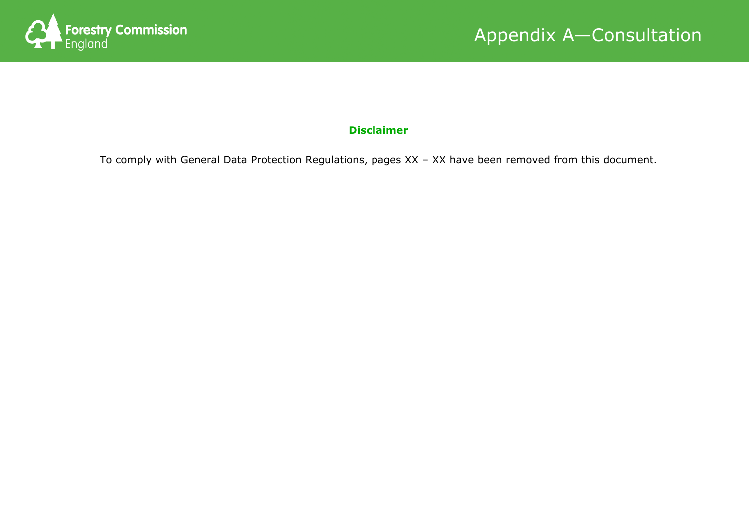# Appendix A—Consultation

**Disclaimer**

To comply with General Data Protection Regulations, pages XX – XX have been removed from this document.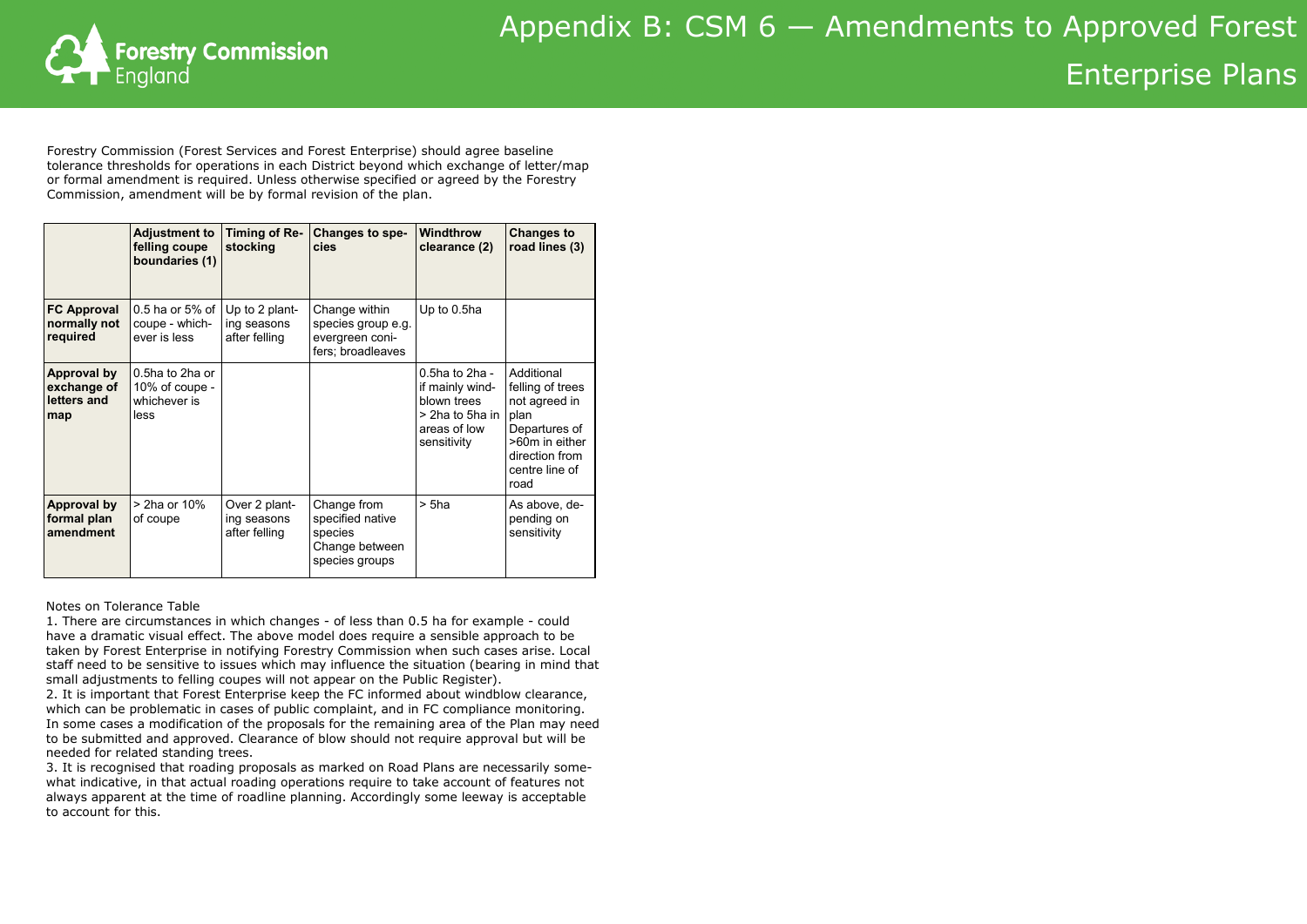# Appendix B: CSM 6 — Amendments to Approved Forest Enterprise Plans

Forestry Commission (Forest Services and Forest Enterprise) should agree baseline tolerance thresholds for operations in each District beyond which exchange of letter/map or formal amendment is required. Unless otherwise specified or agreed by the Forestry Commission, amendment will be by formal revision of the plan.

| | Adjustment to felling coupe boundaries (1) | Timing of Re-stocking | Changes to species | Windthrow clearance (2) | Changes to road lines (3) |
|---|---|---|---|---|---|
| **FC Approval normally not required** | 0.5 ha or 5% of coupe - whichever is less | Up to 2 planting seasons after felling | Change within species group e.g. evergreen conifers; broadleaves | Up to 0.5ha | |
| **Approval by exchange of letters and map** | 0.5ha to 2ha or 10% of coupe - whichever is less | | | 0.5ha to 2ha - if mainly windblown trees > 2ha to 5ha in areas of low sensitivity | Additional felling of trees not agreed in plan Departures of >60m in either direction from centre line of road |
| **Approval by formal plan amendment** | > 2ha or 10% of coupe | Over 2 planting seasons after felling | Change from specified native species Change between species groups | > 5ha | As above, depending on sensitivity |

Notes on Tolerance Table

1. There are circumstances in which changes - of less than 0.5 ha for example - could have a dramatic visual effect. The above model does require a sensible approach to be taken by Forest Enterprise in notifying Forestry Commission when such cases arise. Local staff need to be sensitive to issues which may influence the situation (bearing in mind that small adjustments to felling coupes will not appear on the Public Register).
2. It is important that Forest Enterprise keep the FC informed about windblow clearance, which can be problematic in cases of public complaint, and in FC compliance monitoring. In some cases a modification of the proposals for the remaining area of the Plan may need to be submitted and approved. Clearance of blow should not require approval but will be needed for related standing trees.
3. It is recognised that roading proposals as marked on Road Plans are necessarily somewhat indicative, in that actual roading operations require to take account of features not always apparent at the time of roadline planning. Accordingly some leeway is acceptable to account for this.